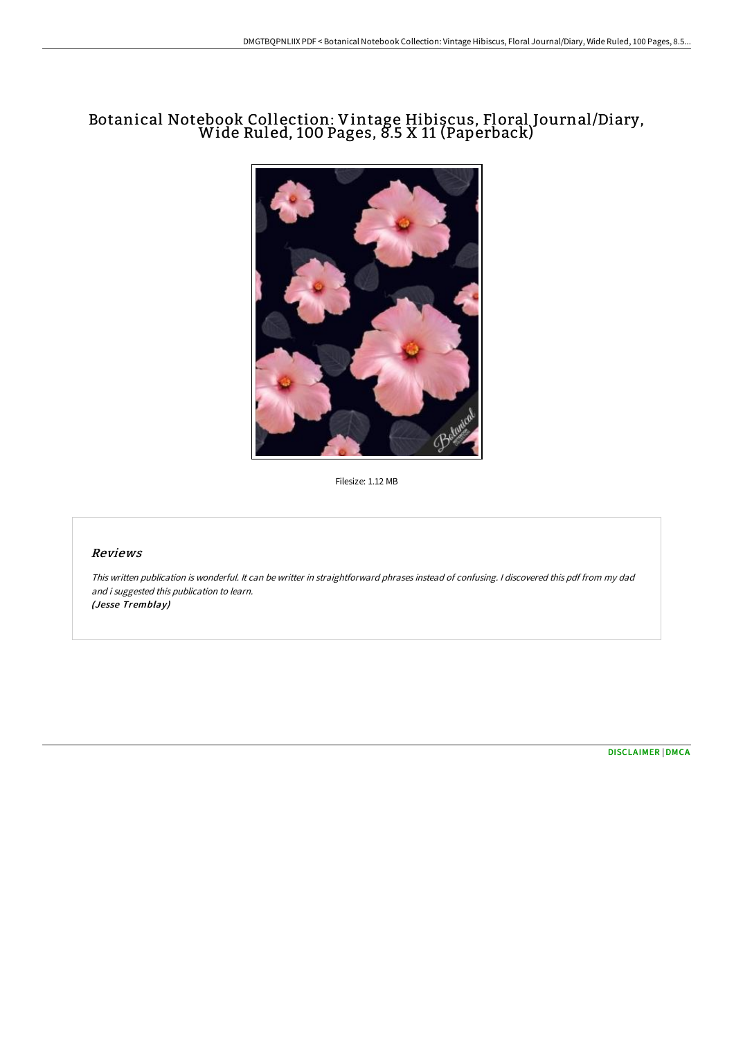# Botanical Notebook Collection: Vintage Hibiscus, Floral Journal/Diary, Wide Ruled, 100 Pages, 8.5 X 11 (Paperback)

Filesize: 1.12 MB

## Reviews

*This written publication is wonderful. It can be writter in straightforward phrases instead of confusing. I discovered this pdf from my dad and i suggested this publication to learn.*
*(Jesse Tremblay)*

DISCLAIMER | DMCA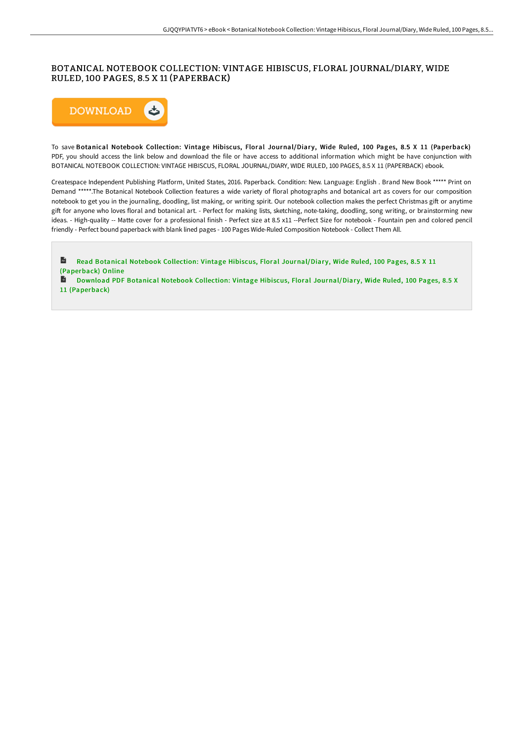## BOTANICAL NOTEBOOK COLLECTION: VINTAGE HIBISCUS, FLORAL JOURNAL/DIARY, WIDE RULED, 100 PAGES, 8.5 X 11 (PAPERBACK)

DOWNLOAD

To save **Botanical Notebook Collection: Vintage Hibiscus, Floral Journal/Diary, Wide Ruled, 100 Pages, 8.5 X 11 (Paperback)** PDF, you should access the link below and download the file or have access to additional information which might be have conjunction with BOTANICAL NOTEBOOK COLLECTION: VINTAGE HIBISCUS, FLORAL JOURNAL/DIARY, WIDE RULED, 100 PAGES, 8.5 X 11 (PAPERBACK) ebook.

Createspace Independent Publishing Platform, United States, 2016. Paperback. Condition: New. Language: English . Brand New Book ***** Print on Demand *****.The Botanical Notebook Collection features a wide variety of floral photographs and botanical art as covers for our composition notebook to get you in the journaling, doodling, list making, or writing spirit. Our notebook collection makes the perfect Christmas gift or anytime gift for anyone who loves floral and botanical art. - Perfect for making lists, sketching, note-taking, doodling, song writing, or brainstorming new ideas. - High-quality -- Matte cover for a professional finish - Perfect size at 8.5 x11 --Perfect Size for notebook - Fountain pen and colored pencil friendly - Perfect bound paperback with blank lined pages - 100 Pages Wide-Ruled Composition Notebook - Collect Them All.

Read Botanical Notebook Collection: Vintage Hibiscus, Floral Journal/Diary, Wide Ruled, 100 Pages, 8.5 X 11 (Paperback) Online

Download PDF Botanical Notebook Collection: Vintage Hibiscus, Floral Journal/Diary, Wide Ruled, 100 Pages, 8.5 X 11 (Paperback)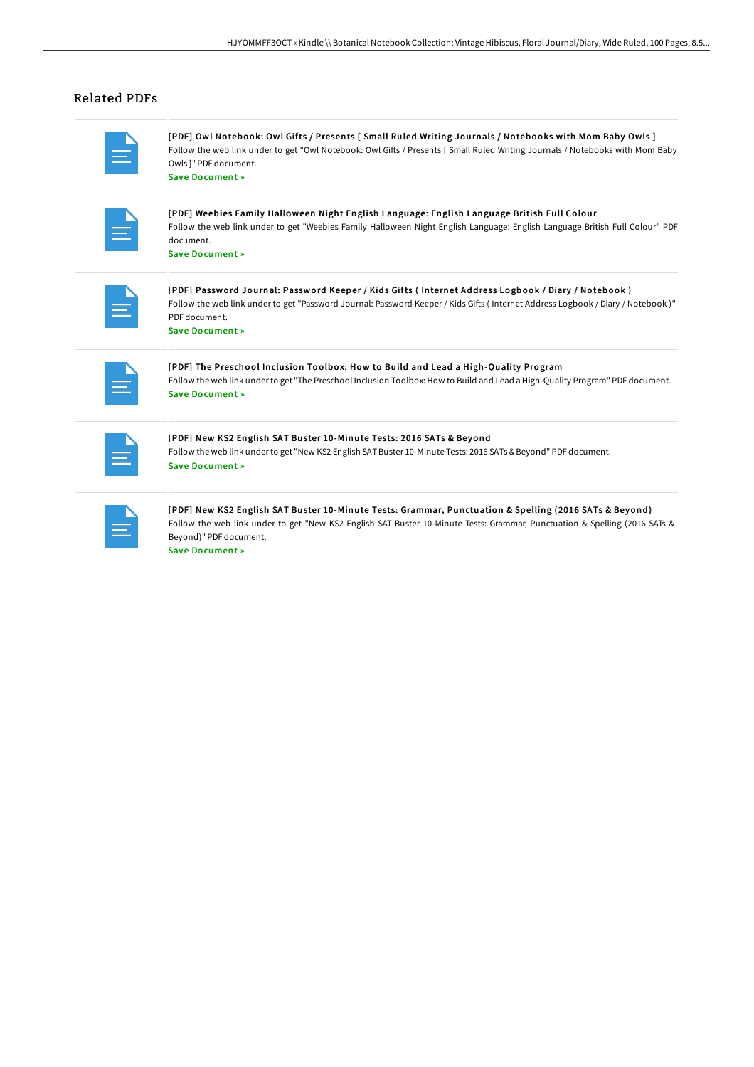## Related PDFs

[PDF] Owl Notebook: Owl Gifts / Presents [ Small Ruled Writing Journals / Notebooks with Mom Baby Owls ]
Follow the web link under to get "Owl Notebook: Owl Gifts / Presents [ Small Ruled Writing Journals / Notebooks with Mom Baby Owls ]" PDF document.
Save Document »

[PDF] Weebies Family Halloween Night English Language: English Language British Full Colour
Follow the web link under to get "Weebies Family Halloween Night English Language: English Language British Full Colour" PDF document.
Save Document »

[PDF] Password Journal: Password Keeper / Kids Gifts ( Internet Address Logbook / Diary / Notebook )
Follow the web link under to get "Password Journal: Password Keeper / Kids Gifts ( Internet Address Logbook / Diary / Notebook )" PDF document.
Save Document »

[PDF] The Preschool Inclusion Toolbox: How to Build and Lead a High-Quality Program
Follow the web link under to get "The Preschool Inclusion Toolbox: How to Build and Lead a High-Quality Program" PDF document.
Save Document »

[PDF] New KS2 English SAT Buster 10-Minute Tests: 2016 SATs & Beyond
Follow the web link under to get "New KS2 English SAT Buster 10-Minute Tests: 2016 SATs & Beyond" PDF document.
Save Document »

[PDF] New KS2 English SAT Buster 10-Minute Tests: Grammar, Punctuation & Spelling (2016 SATs & Beyond)
Follow the web link under to get "New KS2 English SAT Buster 10-Minute Tests: Grammar, Punctuation & Spelling (2016 SATs & Beyond)" PDF document.
Save Document »